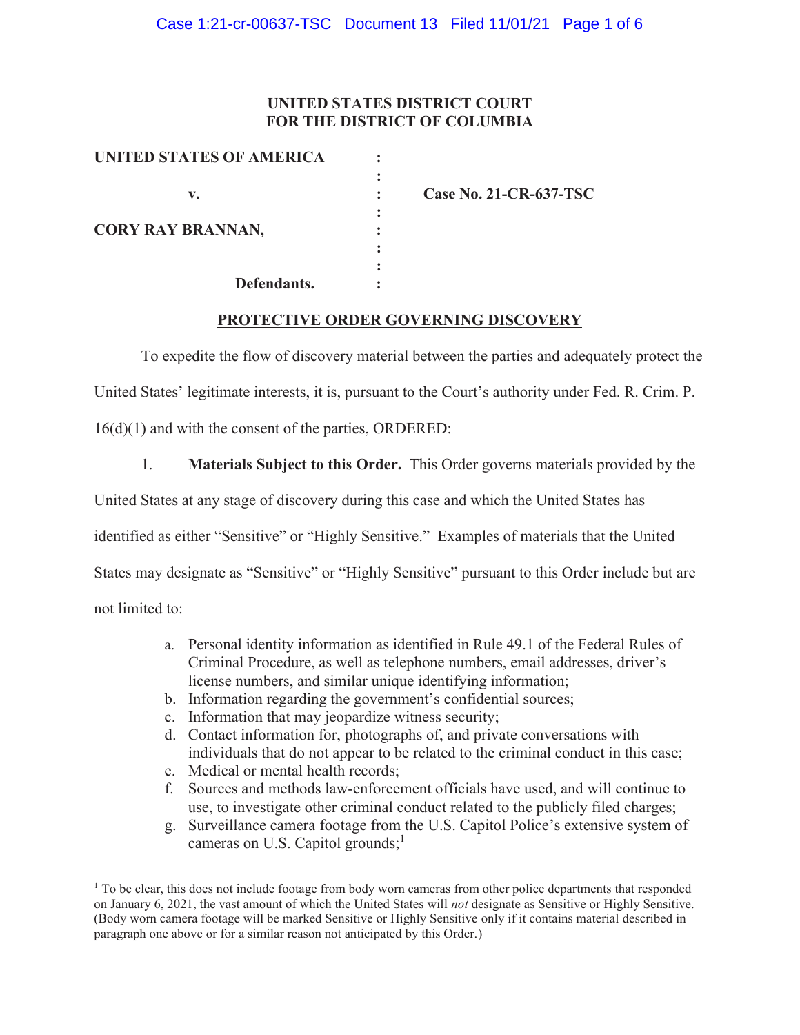**UNITED STATES DISTRICT COURT**
**FOR THE DISTRICT OF COLUMBIA**

| | | |
|---|---|---|
| **UNITED STATES OF AMERICA** | : | |
| | : | |
| **v.** | : | **Case No. 21-CR-637-TSC** |
| | : | |
| **CORY RAY BRANNAN,** | : | |
| | : | |
| | : | |
| **Defendants.** | : | |

**PROTECTIVE ORDER GOVERNING DISCOVERY**

To expedite the flow of discovery material between the parties and adequately protect the United States' legitimate interests, it is, pursuant to the Court's authority under Fed. R. Crim. P. 16(d)(1) and with the consent of the parties, ORDERED:

1. **Materials Subject to this Order.** This Order governs materials provided by the United States at any stage of discovery during this case and which the United States has identified as either "Sensitive" or "Highly Sensitive." Examples of materials that the United States may designate as "Sensitive" or "Highly Sensitive" pursuant to this Order include but are not limited to:

   a. Personal identity information as identified in Rule 49.1 of the Federal Rules of Criminal Procedure, as well as telephone numbers, email addresses, driver's license numbers, and similar unique identifying information;
   b. Information regarding the government's confidential sources;
   c. Information that may jeopardize witness security;
   d. Contact information for, photographs of, and private conversations with individuals that do not appear to be related to the criminal conduct in this case;
   e. Medical or mental health records;
   f. Sources and methods law-enforcement officials have used, and will continue to use, to investigate other criminal conduct related to the publicly filed charges;
   g. Surveillance camera footage from the U.S. Capitol Police's extensive system of cameras on U.S. Capitol grounds;[1]

[1] To be clear, this does not include footage from body worn cameras from other police departments that responded on January 6, 2021, the vast amount of which the United States will *not* designate as Sensitive or Highly Sensitive. (Body worn camera footage will be marked Sensitive or Highly Sensitive only if it contains material described in paragraph one above or for a similar reason not anticipated by this Order.)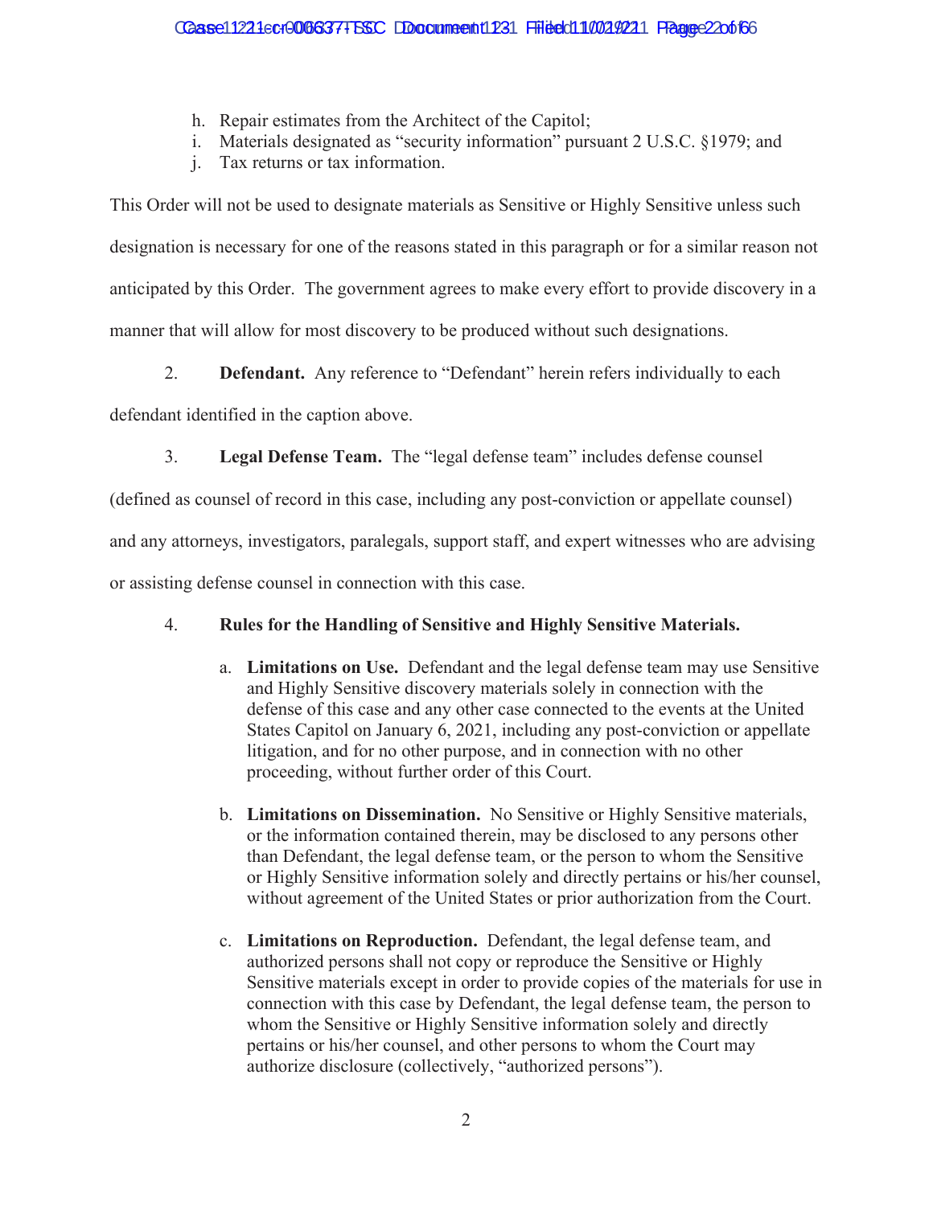h. Repair estimates from the Architect of the Capitol;
i. Materials designated as "security information" pursuant 2 U.S.C. §1979; and
j. Tax returns or tax information.

This Order will not be used to designate materials as Sensitive or Highly Sensitive unless such designation is necessary for one of the reasons stated in this paragraph or for a similar reason not anticipated by this Order. The government agrees to make every effort to provide discovery in a manner that will allow for most discovery to be produced without such designations.

2. **Defendant.** Any reference to "Defendant" herein refers individually to each defendant identified in the caption above.

3. **Legal Defense Team.** The "legal defense team" includes defense counsel (defined as counsel of record in this case, including any post-conviction or appellate counsel) and any attorneys, investigators, paralegals, support staff, and expert witnesses who are advising or assisting defense counsel in connection with this case.

4. **Rules for the Handling of Sensitive and Highly Sensitive Materials.**

a. **Limitations on Use.** Defendant and the legal defense team may use Sensitive and Highly Sensitive discovery materials solely in connection with the defense of this case and any other case connected to the events at the United States Capitol on January 6, 2021, including any post-conviction or appellate litigation, and for no other purpose, and in connection with no other proceeding, without further order of this Court.

b. **Limitations on Dissemination.** No Sensitive or Highly Sensitive materials, or the information contained therein, may be disclosed to any persons other than Defendant, the legal defense team, or the person to whom the Sensitive or Highly Sensitive information solely and directly pertains or his/her counsel, without agreement of the United States or prior authorization from the Court.

c. **Limitations on Reproduction.** Defendant, the legal defense team, and authorized persons shall not copy or reproduce the Sensitive or Highly Sensitive materials except in order to provide copies of the materials for use in connection with this case by Defendant, the legal defense team, the person to whom the Sensitive or Highly Sensitive information solely and directly pertains or his/her counsel, and other persons to whom the Court may authorize disclosure (collectively, "authorized persons").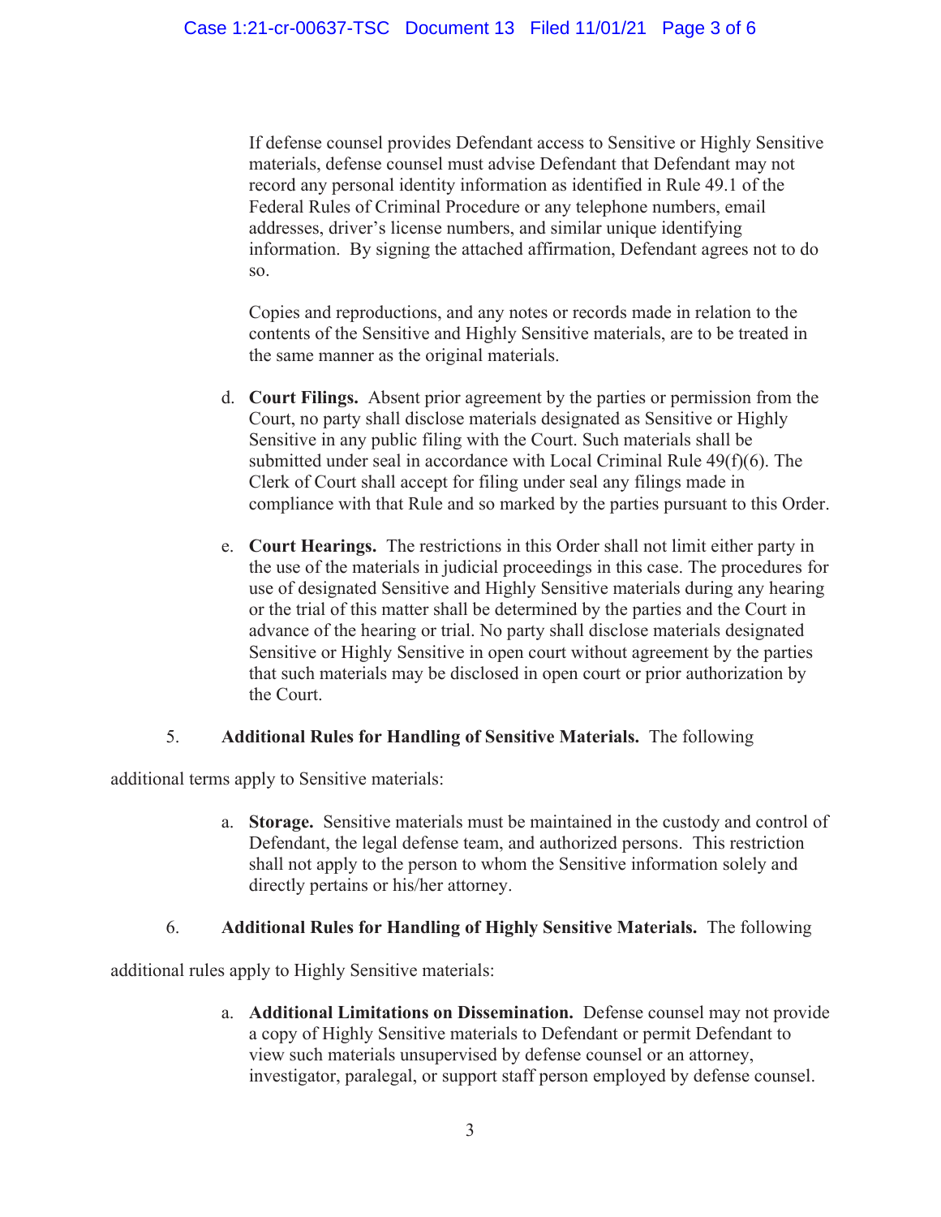If defense counsel provides Defendant access to Sensitive or Highly Sensitive materials, defense counsel must advise Defendant that Defendant may not record any personal identity information as identified in Rule 49.1 of the Federal Rules of Criminal Procedure or any telephone numbers, email addresses, driver's license numbers, and similar unique identifying information. By signing the attached affirmation, Defendant agrees not to do so.

Copies and reproductions, and any notes or records made in relation to the contents of the Sensitive and Highly Sensitive materials, are to be treated in the same manner as the original materials.

d. **Court Filings.** Absent prior agreement by the parties or permission from the Court, no party shall disclose materials designated as Sensitive or Highly Sensitive in any public filing with the Court. Such materials shall be submitted under seal in accordance with Local Criminal Rule 49(f)(6). The Clerk of Court shall accept for filing under seal any filings made in compliance with that Rule and so marked by the parties pursuant to this Order.

e. **Court Hearings.** The restrictions in this Order shall not limit either party in the use of the materials in judicial proceedings in this case. The procedures for use of designated Sensitive and Highly Sensitive materials during any hearing or the trial of this matter shall be determined by the parties and the Court in advance of the hearing or trial. No party shall disclose materials designated Sensitive or Highly Sensitive in open court without agreement by the parties that such materials may be disclosed in open court or prior authorization by the Court.

5. **Additional Rules for Handling of Sensitive Materials.** The following additional terms apply to Sensitive materials:

a. **Storage.** Sensitive materials must be maintained in the custody and control of Defendant, the legal defense team, and authorized persons. This restriction shall not apply to the person to whom the Sensitive information solely and directly pertains or his/her attorney.

6. **Additional Rules for Handling of Highly Sensitive Materials.** The following additional rules apply to Highly Sensitive materials:

a. **Additional Limitations on Dissemination.** Defense counsel may not provide a copy of Highly Sensitive materials to Defendant or permit Defendant to view such materials unsupervised by defense counsel or an attorney, investigator, paralegal, or support staff person employed by defense counsel.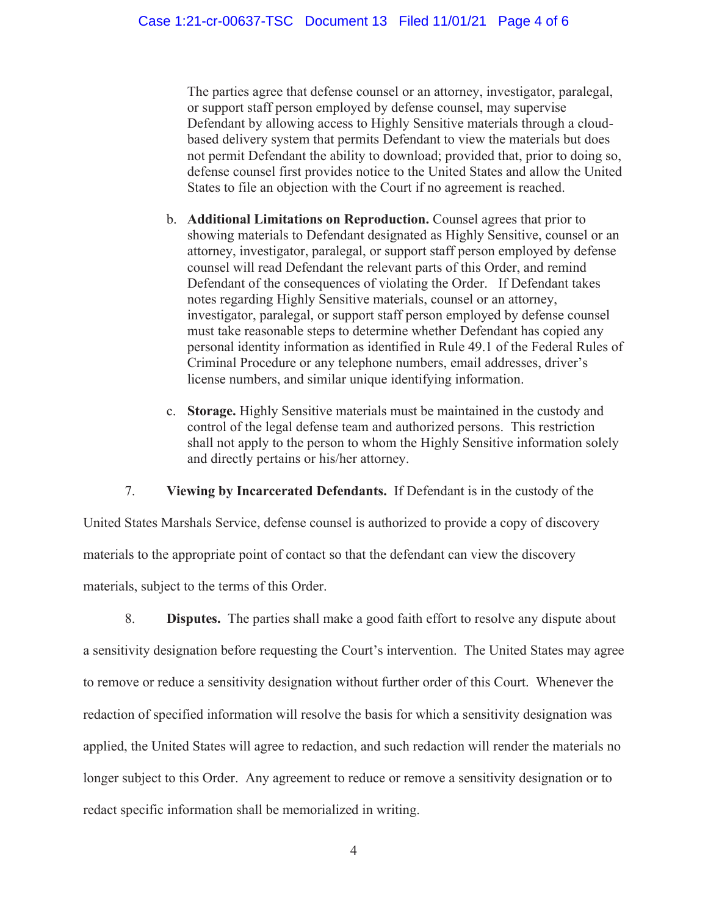The parties agree that defense counsel or an attorney, investigator, paralegal, or support staff person employed by defense counsel, may supervise Defendant by allowing access to Highly Sensitive materials through a cloud-based delivery system that permits Defendant to view the materials but does not permit Defendant the ability to download; provided that, prior to doing so, defense counsel first provides notice to the United States and allow the United States to file an objection with the Court if no agreement is reached.

b. **Additional Limitations on Reproduction.** Counsel agrees that prior to showing materials to Defendant designated as Highly Sensitive, counsel or an attorney, investigator, paralegal, or support staff person employed by defense counsel will read Defendant the relevant parts of this Order, and remind Defendant of the consequences of violating the Order. If Defendant takes notes regarding Highly Sensitive materials, counsel or an attorney, investigator, paralegal, or support staff person employed by defense counsel must take reasonable steps to determine whether Defendant has copied any personal identity information as identified in Rule 49.1 of the Federal Rules of Criminal Procedure or any telephone numbers, email addresses, driver's license numbers, and similar unique identifying information.

c. **Storage.** Highly Sensitive materials must be maintained in the custody and control of the legal defense team and authorized persons. This restriction shall not apply to the person to whom the Highly Sensitive information solely and directly pertains or his/her attorney.

7. **Viewing by Incarcerated Defendants.** If Defendant is in the custody of the United States Marshals Service, defense counsel is authorized to provide a copy of discovery materials to the appropriate point of contact so that the defendant can view the discovery materials, subject to the terms of this Order.

8. **Disputes.** The parties shall make a good faith effort to resolve any dispute about a sensitivity designation before requesting the Court's intervention. The United States may agree to remove or reduce a sensitivity designation without further order of this Court. Whenever the redaction of specified information will resolve the basis for which a sensitivity designation was applied, the United States will agree to redaction, and such redaction will render the materials no longer subject to this Order. Any agreement to reduce or remove a sensitivity designation or to redact specific information shall be memorialized in writing.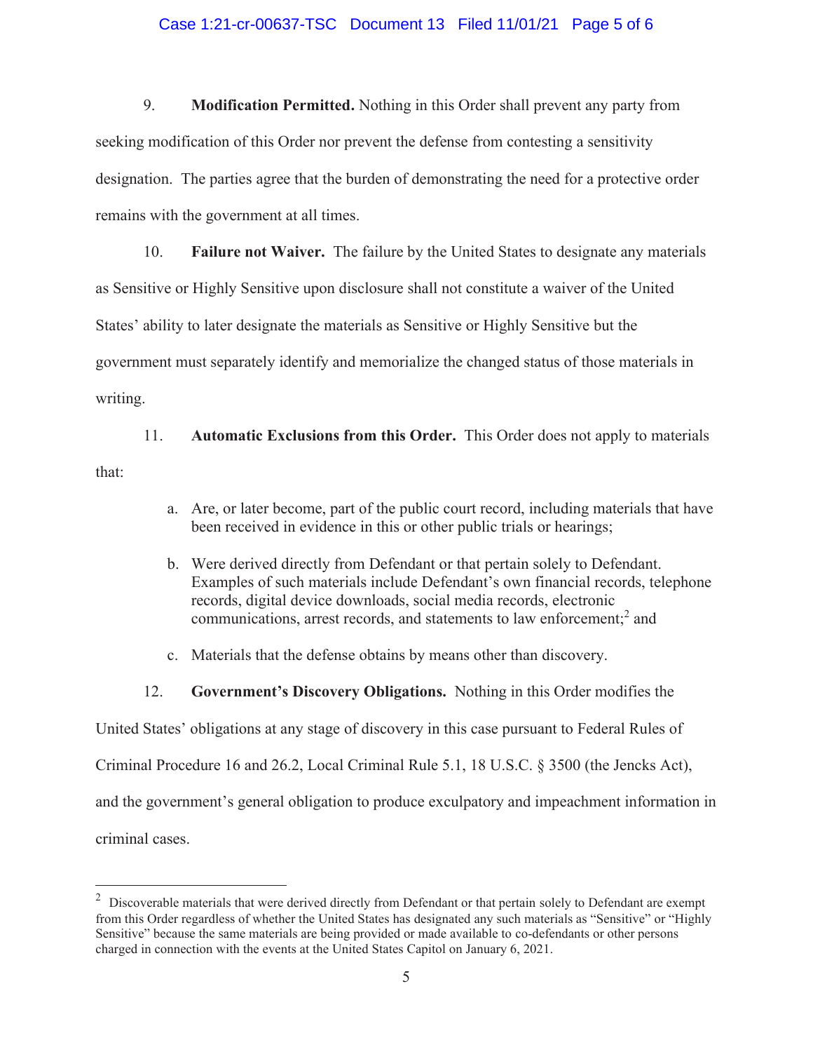9. **Modification Permitted.** Nothing in this Order shall prevent any party from seeking modification of this Order nor prevent the defense from contesting a sensitivity designation. The parties agree that the burden of demonstrating the need for a protective order remains with the government at all times.

10. **Failure not Waiver.** The failure by the United States to designate any materials as Sensitive or Highly Sensitive upon disclosure shall not constitute a waiver of the United States' ability to later designate the materials as Sensitive or Highly Sensitive but the government must separately identify and memorialize the changed status of those materials in writing.

11. **Automatic Exclusions from this Order.** This Order does not apply to materials that:

   a. Are, or later become, part of the public court record, including materials that have been received in evidence in this or other public trials or hearings;

   b. Were derived directly from Defendant or that pertain solely to Defendant. Examples of such materials include Defendant's own financial records, telephone records, digital device downloads, social media records, electronic communications, arrest records, and statements to law enforcement;[2] and

   c. Materials that the defense obtains by means other than discovery.

12. **Government's Discovery Obligations.** Nothing in this Order modifies the United States' obligations at any stage of discovery in this case pursuant to Federal Rules of Criminal Procedure 16 and 26.2, Local Criminal Rule 5.1, 18 U.S.C. § 3500 (the Jencks Act), and the government's general obligation to produce exculpatory and impeachment information in criminal cases.

---

[2] Discoverable materials that were derived directly from Defendant or that pertain solely to Defendant are exempt from this Order regardless of whether the United States has designated any such materials as "Sensitive" or "Highly Sensitive" because the same materials are being provided or made available to co-defendants or other persons charged in connection with the events at the United States Capitol on January 6, 2021.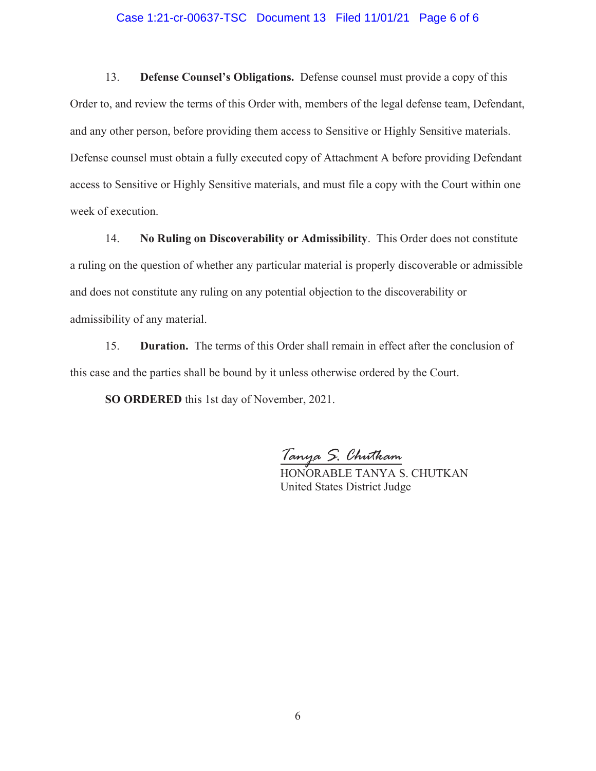13. **Defense Counsel's Obligations.** Defense counsel must provide a copy of this Order to, and review the terms of this Order with, members of the legal defense team, Defendant, and any other person, before providing them access to Sensitive or Highly Sensitive materials. Defense counsel must obtain a fully executed copy of Attachment A before providing Defendant access to Sensitive or Highly Sensitive materials, and must file a copy with the Court within one week of execution.

14. **No Ruling on Discoverability or Admissibility**. This Order does not constitute a ruling on the question of whether any particular material is properly discoverable or admissible and does not constitute any ruling on any potential objection to the discoverability or admissibility of any material.

15. **Duration.** The terms of this Order shall remain in effect after the conclusion of this case and the parties shall be bound by it unless otherwise ordered by the Court.

**SO ORDERED** this 1st day of November, 2021.

Tanya S. Chutkan

HONORABLE TANYA S. CHUTKAN
United States District Judge